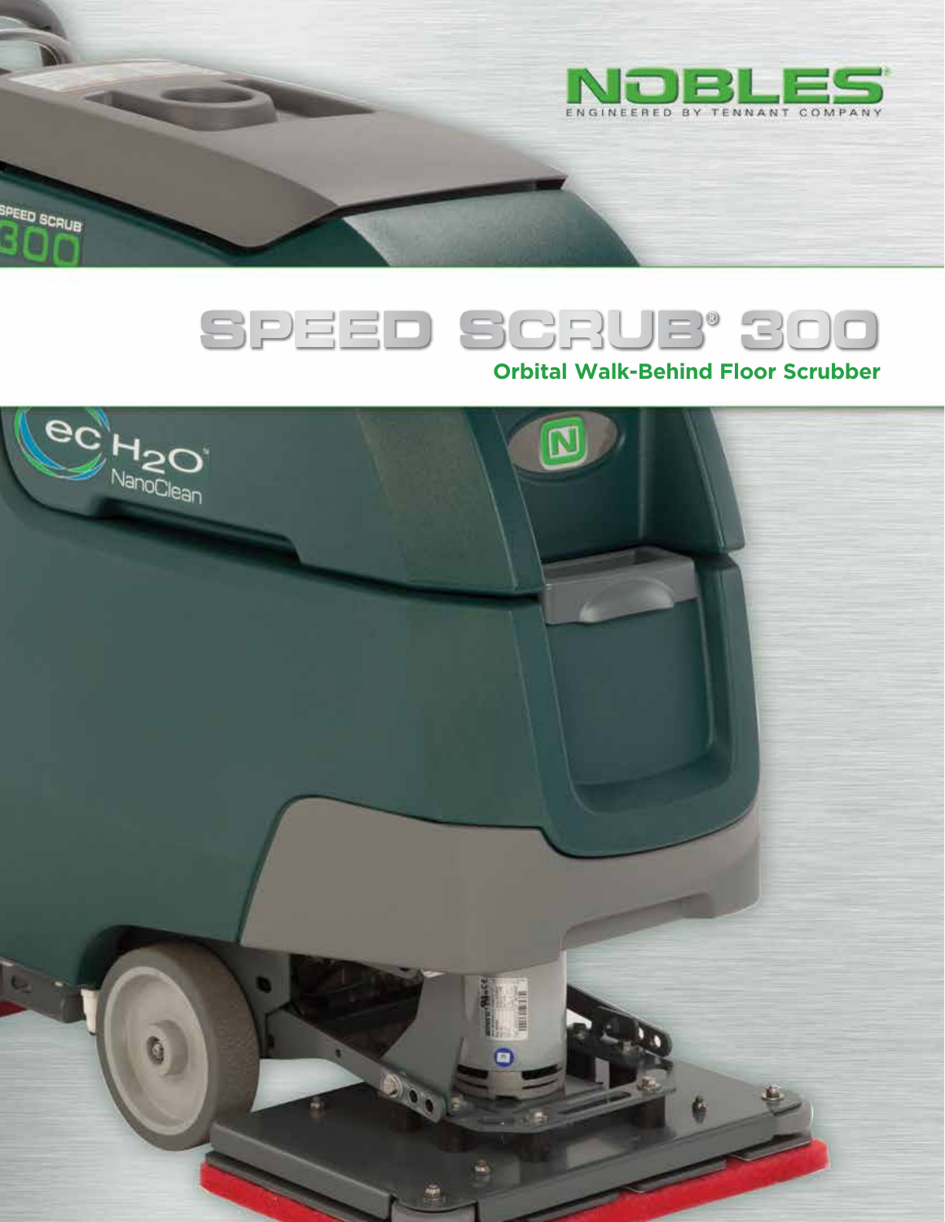NOBLES

ENGINEERED BY TENNANT COMPANY

# SPEED SCRUB® 300

## Orbital Walk-Behind Floor Scrubber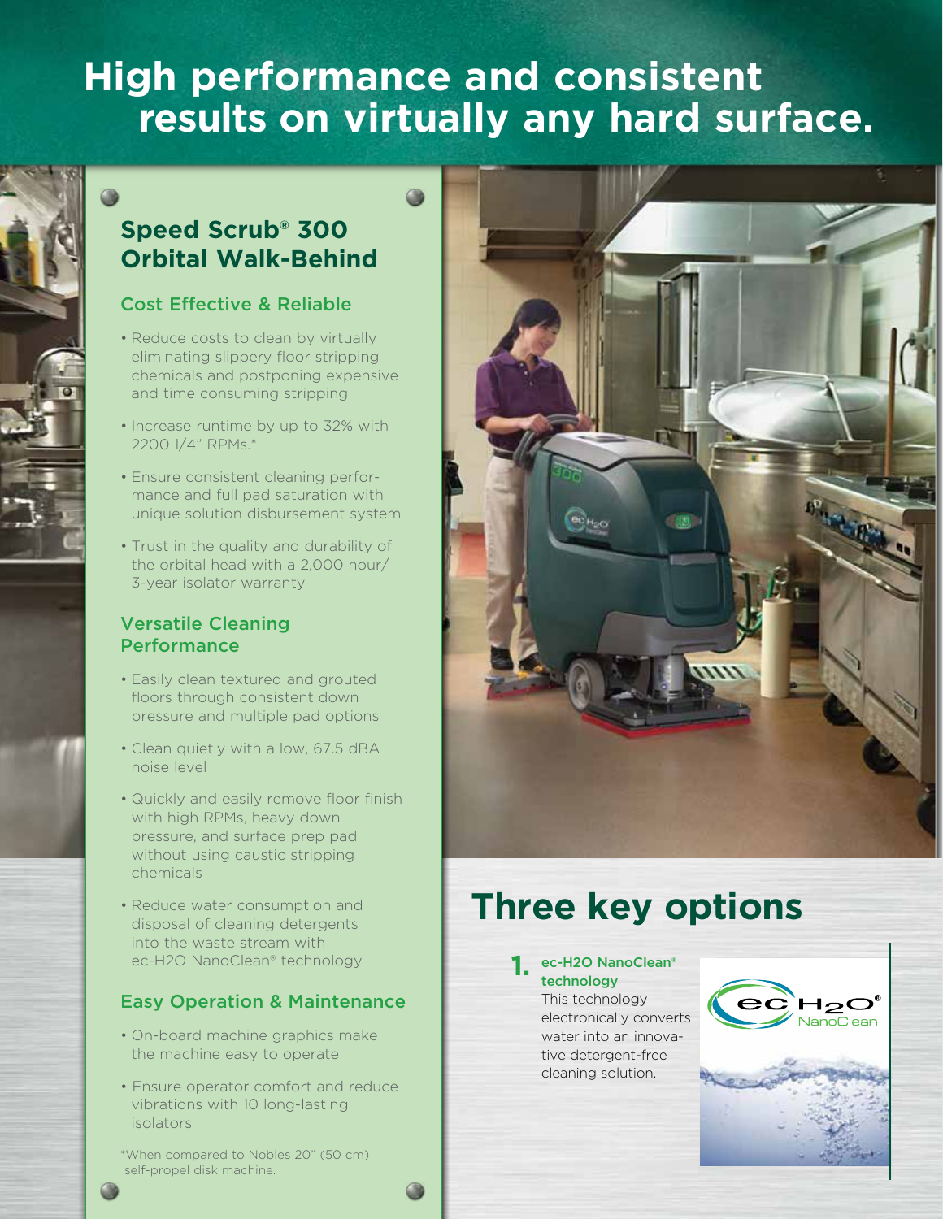# High performance and consistent results on virtually any hard surface.

## Speed Scrub® 300 Orbital Walk-Behind

### Cost Effective & Reliable

- Reduce costs to clean by virtually eliminating slippery floor stripping chemicals and postponing expensive and time consuming stripping
- Increase runtime by up to 32% with 2200 1/4" RPMs.*
- Ensure consistent cleaning performance and full pad saturation with unique solution disbursement system
- Trust in the quality and durability of the orbital head with a 2,000 hour/ 3-year isolator warranty

### Versatile Cleaning Performance

- Easily clean textured and grouted floors through consistent down pressure and multiple pad options
- Clean quietly with a low, 67.5 dBA noise level
- Quickly and easily remove floor finish with high RPMs, heavy down pressure, and surface prep pad without using caustic stripping chemicals
- Reduce water consumption and disposal of cleaning detergents into the waste stream with ec-H2O NanoClean® technology

### Easy Operation & Maintenance

- On-board machine graphics make the machine easy to operate
- Ensure operator comfort and reduce vibrations with 10 long-lasting isolators

*When compared to Nobles 20" (50 cm) self-propel disk machine.

## Three key options

**1. ec-H2O NanoClean® technology**
This technology electronically converts water into an innovative detergent-free cleaning solution.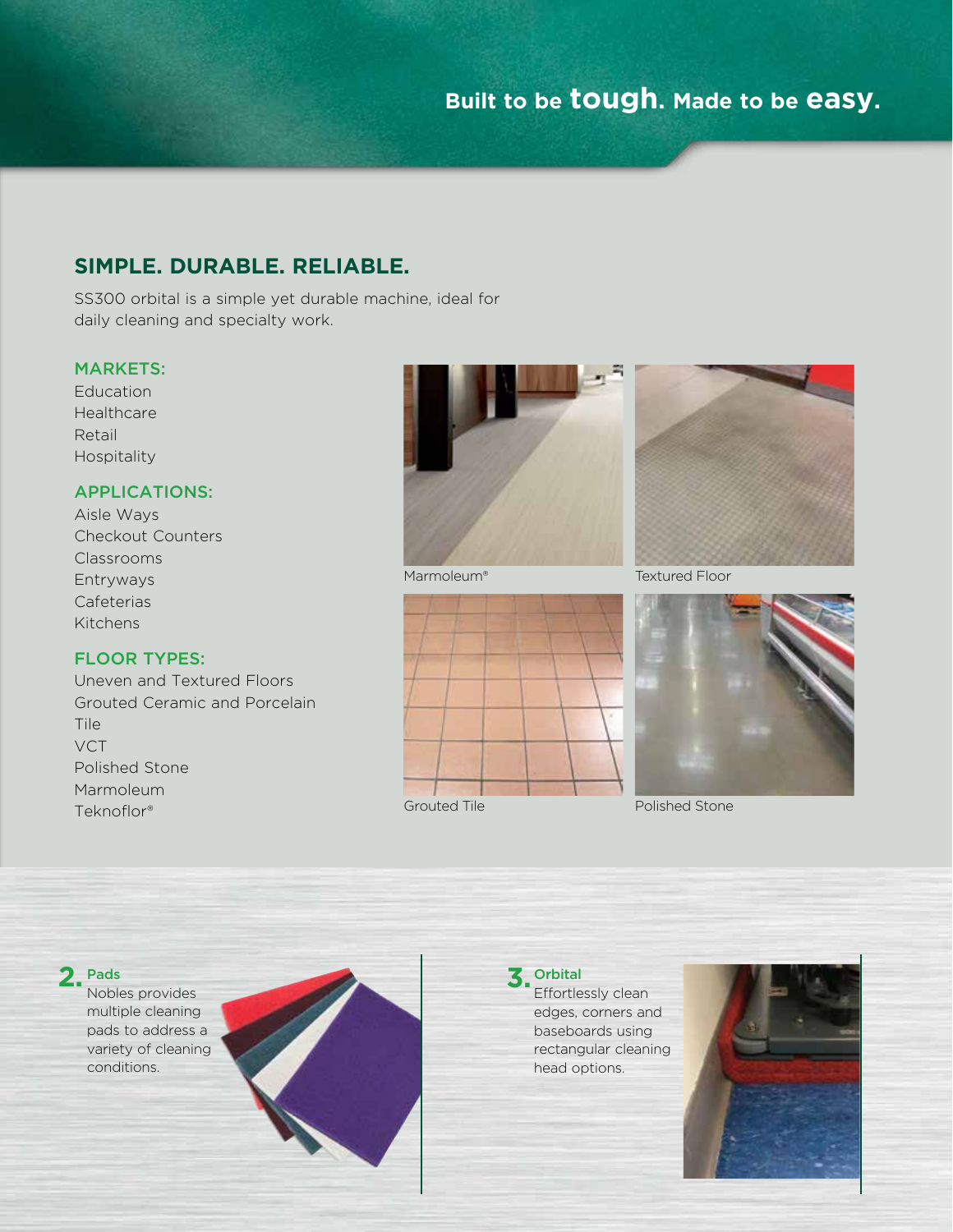# Built to be **tough**. Made to be **easy**.

## SIMPLE. DURABLE. RELIABLE.

SS300 orbital is a simple yet durable machine, ideal for daily cleaning and specialty work.

### MARKETS:

Education
Healthcare
Retail
Hospitality

### APPLICATIONS:

Aisle Ways
Checkout Counters
Classrooms
Entryways
Cafeterias
Kitchens

### FLOOR TYPES:

Uneven and Textured Floors
Grouted Ceramic and Porcelain Tile
VCT
Polished Stone
Marmoleum
Teknoflor®

Marmoleum®

Textured Floor

Grouted Tile

Polished Stone

### 2. Pads

Nobles provides multiple cleaning pads to address a variety of cleaning conditions.

### 3. Orbital

Effortlessly clean edges, corners and baseboards using rectangular cleaning head options.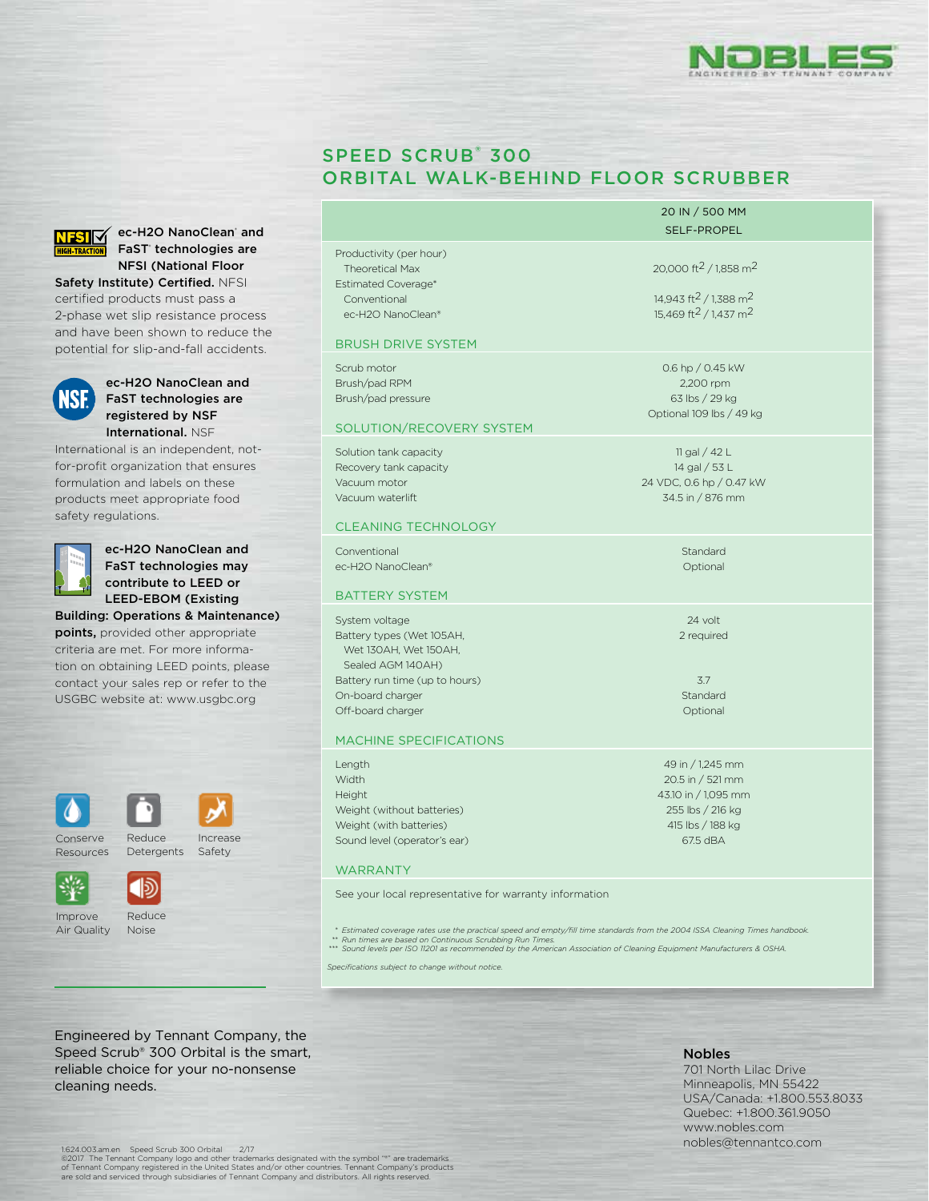# SPEED SCRUB® 300 ORBITAL WALK-BEHIND FLOOR SCRUBBER

**ec-H2O NanoClean® and FaST® technologies are NFSI (National Floor Safety Institute) Certified.** NFSI certified products must pass a 2-phase wet slip resistance process and have been shown to reduce the potential for slip-and-fall accidents.

**ec-H2O NanoClean and FaST technologies are registered by NSF International.** NSF International is an independent, not-for-profit organization that ensures formulation and labels on these products meet appropriate food safety regulations.

**ec-H2O NanoClean and FaST technologies may contribute to LEED or LEED-EBOM (Existing Building: Operations & Maintenance) points,** provided other appropriate criteria are met. For more information on obtaining LEED points, please contact your sales rep or refer to the USGBC website at: www.usgbc.org

Conserve Resources

Reduce Detergents

Increase Safety

Improve Air Quality

Reduce Noise

| | 20 IN / 500 MM SELF-PROPEL |
|---|---|
| Productivity (per hour) | |
| Theoretical Max | 20,000 $ft^2$ / 1,858 $m^2$ |
| Estimated Coverage* | |
| Conventional | 14,943 $ft^2$ / 1,388 $m^2$ |
| ec-H2O NanoClean® | 15,469 $ft^2$ / 1,437 $m^2$ |
| **BRUSH DRIVE SYSTEM** | |
| Scrub motor | 0.6 hp / 0.45 kW |
| Brush/pad RPM | 2,200 rpm |
| Brush/pad pressure | 63 lbs / 29 kg<br>Optional 109 lbs / 49 kg |
| **SOLUTION/RECOVERY SYSTEM** | |
| Solution tank capacity | 11 gal / 42 L |
| Recovery tank capacity | 14 gal / 53 L |
| Vacuum motor | 24 VDC, 0.6 hp / 0.47 kW |
| Vacuum waterlift | 34.5 in / 876 mm |
| **CLEANING TECHNOLOGY** | |
| Conventional | Standard |
| ec-H2O NanoClean® | Optional |
| **BATTERY SYSTEM** | |
| System voltage | 24 volt |
| Battery types (Wet 105AH, Wet 130AH, Wet 150AH, Sealed AGM 140AH) | 2 required |
| Battery run time (up to hours) | 3.7 |
| On-board charger | Standard |
| Off-board charger | Optional |
| **MACHINE SPECIFICATIONS** | |
| Length | 49 in / 1,245 mm |
| Width | 20.5 in / 521 mm |
| Height | 43.10 in / 1,095 mm |
| Weight (without batteries) | 255 lbs / 216 kg |
| Weight (with batteries) | 415 lbs / 188 kg |
| Sound level (operator's ear) | 67.5 dBA |
| **WARRANTY** | |
| See your local representative for warranty information | |

*\* Estimated coverage rates use the practical speed and empty/fill time standards from the 2004 ISSA Cleaning Times handbook.*
*\*\* Run times are based on Continuous Scrubbing Run Times.*
*\*\*\* Sound levels per ISO 11201 as recommended by the American Association of Cleaning Equipment Manufacturers & OSHA.*

*Specifications subject to change without notice.*

Engineered by Tennant Company, the Speed Scrub® 300 Orbital is the smart, reliable choice for your no-nonsense cleaning needs.

**Nobles**
701 North Lilac Drive
Minneapolis, MN 55422
USA/Canada: +1.800.553.8033
Quebec: +1.800.361.9050
www.nobles.com
nobles@tennantco.com

1.624.003.am.en Speed Scrub 300 Orbital 2/17
©2017 The Tennant Company logo and other trademarks designated with the symbol "®" are trademarks of Tennant Company registered in the United States and/or other countries. Tennant Company's products are sold and serviced through subsidiaries of Tennant Company and distributors. All rights reserved.